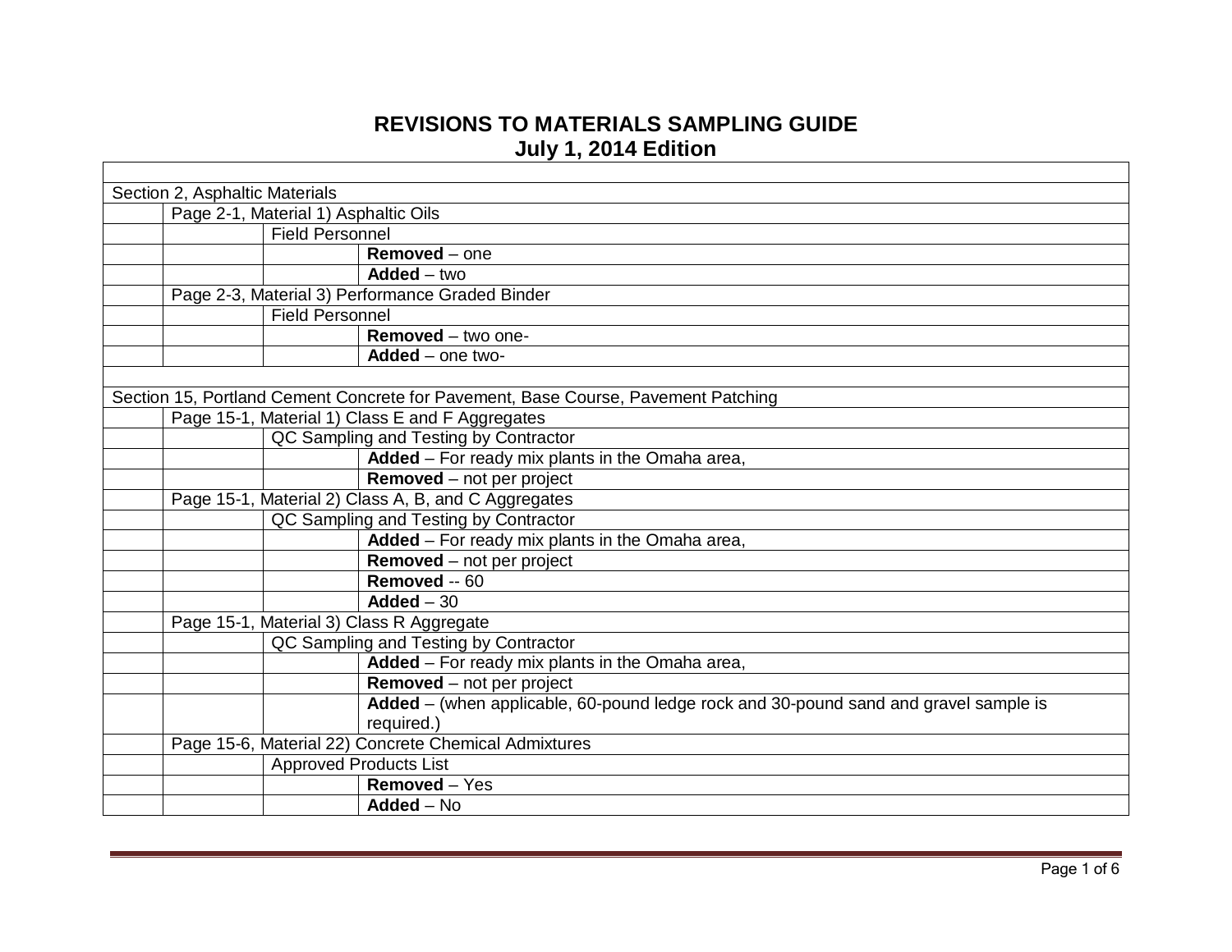# REVISIONS TO MATERIALS SAMPLING GUIDE
## July 1, 2014 Edition

| | | | |
|---|---|---|---|
| Section 2, Asphaltic Materials | | | |
| | Page 2-1, Material 1) Asphaltic Oils | | |
| | | Field Personnel | |
| | | | **Removed** – one |
| | | | **Added** – two |
| | Page 2-3, Material 3) Performance Graded Binder | | |
| | | Field Personnel | |
| | | | **Removed** – two one- |
| | | | **Added** – one two- |
| | | | |
| Section 15, Portland Cement Concrete for Pavement, Base Course, Pavement Patching | | | |
| | Page 15-1, Material 1) Class E and F Aggregates | | |
| | | QC Sampling and Testing by Contractor | |
| | | | **Added** – For ready mix plants in the Omaha area, |
| | | | **Removed** – not per project |
| | Page 15-1, Material 2) Class A, B, and C Aggregates | | |
| | | QC Sampling and Testing by Contractor | |
| | | | **Added** – For ready mix plants in the Omaha area, |
| | | | **Removed** – not per project |
| | | | **Removed** -- 60 |
| | | | **Added** – 30 |
| | Page 15-1, Material 3) Class R Aggregate | | |
| | | QC Sampling and Testing by Contractor | |
| | | | **Added** – For ready mix plants in the Omaha area, |
| | | | **Removed** – not per project |
| | | | **Added** – (when applicable, 60-pound ledge rock and 30-pound sand and gravel sample is required.) |
| | Page 15-6, Material 22) Concrete Chemical Admixtures | | |
| | | Approved Products List | |
| | | | **Removed** – Yes |
| | | | **Added** – No |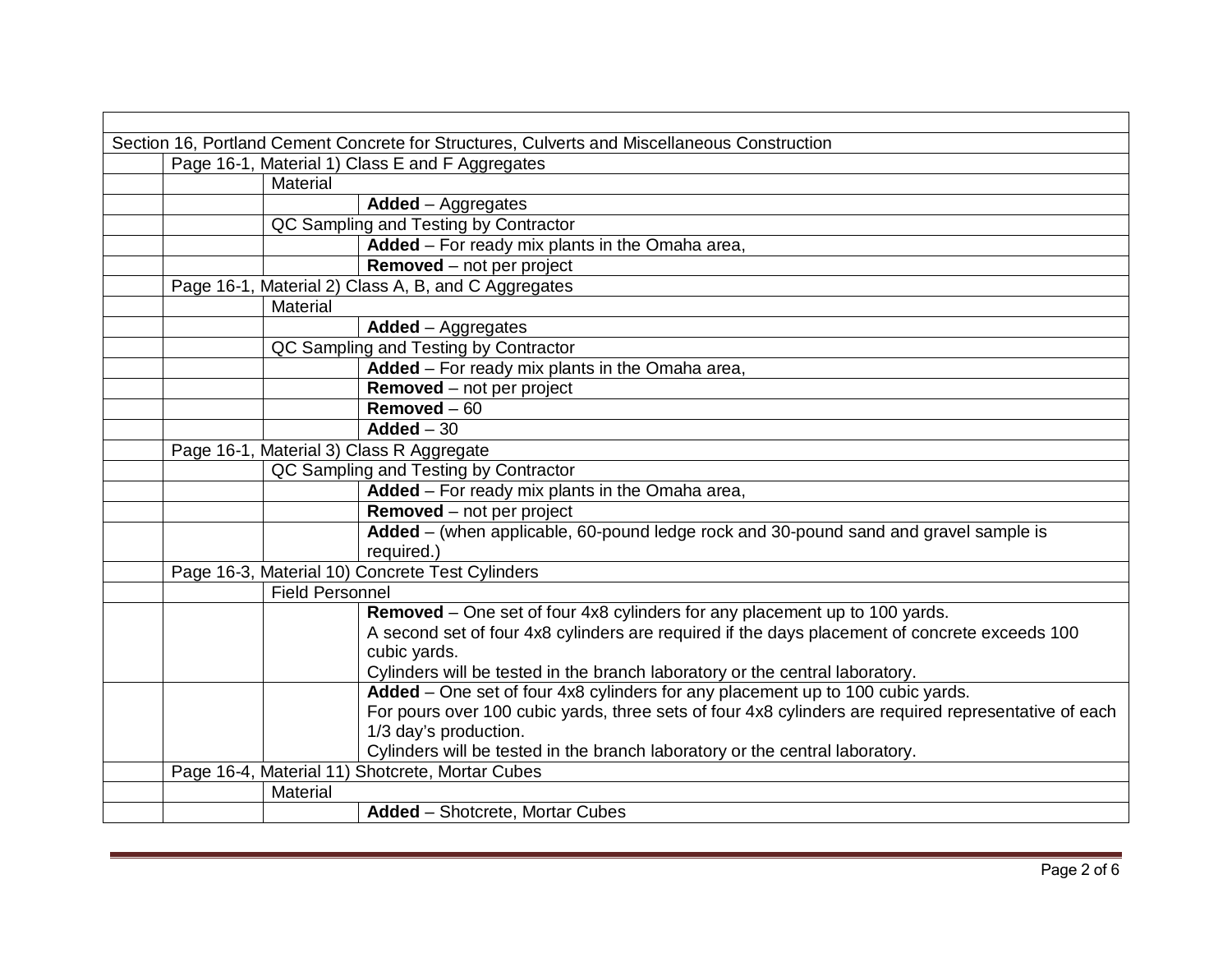| | | | |
|---|---|---|---|
| Section 16, Portland Cement Concrete for Structures, Culverts and Miscellaneous Construction | | | |
| | Page 16-1, Material 1) Class E and F Aggregates | | |
| | | Material | |
| | | | **Added** – Aggregates |
| | | QC Sampling and Testing by Contractor | |
| | | | **Added** – For ready mix plants in the Omaha area, |
| | | | **Removed** – not per project |
| | Page 16-1, Material 2) Class A, B, and C Aggregates | | |
| | | Material | |
| | | | **Added** – Aggregates |
| | | QC Sampling and Testing by Contractor | |
| | | | **Added** – For ready mix plants in the Omaha area, |
| | | | **Removed** – not per project |
| | | | **Removed** – 60 |
| | | | **Added** – 30 |
| | Page 16-1, Material 3) Class R Aggregate | | |
| | | QC Sampling and Testing by Contractor | |
| | | | **Added** – For ready mix plants in the Omaha area, |
| | | | **Removed** – not per project |
| | | | **Added** – (when applicable, 60-pound ledge rock and 30-pound sand and gravel sample is required.) |
| | Page 16-3, Material 10) Concrete Test Cylinders | | |
| | | Field Personnel | |
| | | | **Removed** – One set of four 4x8 cylinders for any placement up to 100 yards.<br>A second set of four 4x8 cylinders are required if the days placement of concrete exceeds 100 cubic yards.<br>Cylinders will be tested in the branch laboratory or the central laboratory. |
| | | | **Added** – One set of four 4x8 cylinders for any placement up to 100 cubic yards.<br>For pours over 100 cubic yards, three sets of four 4x8 cylinders are required representative of each 1/3 day's production.<br>Cylinders will be tested in the branch laboratory or the central laboratory. |
| | Page 16-4, Material 11) Shotcrete, Mortar Cubes | | |
| | | Material | |
| | | | **Added** – Shotcrete, Mortar Cubes |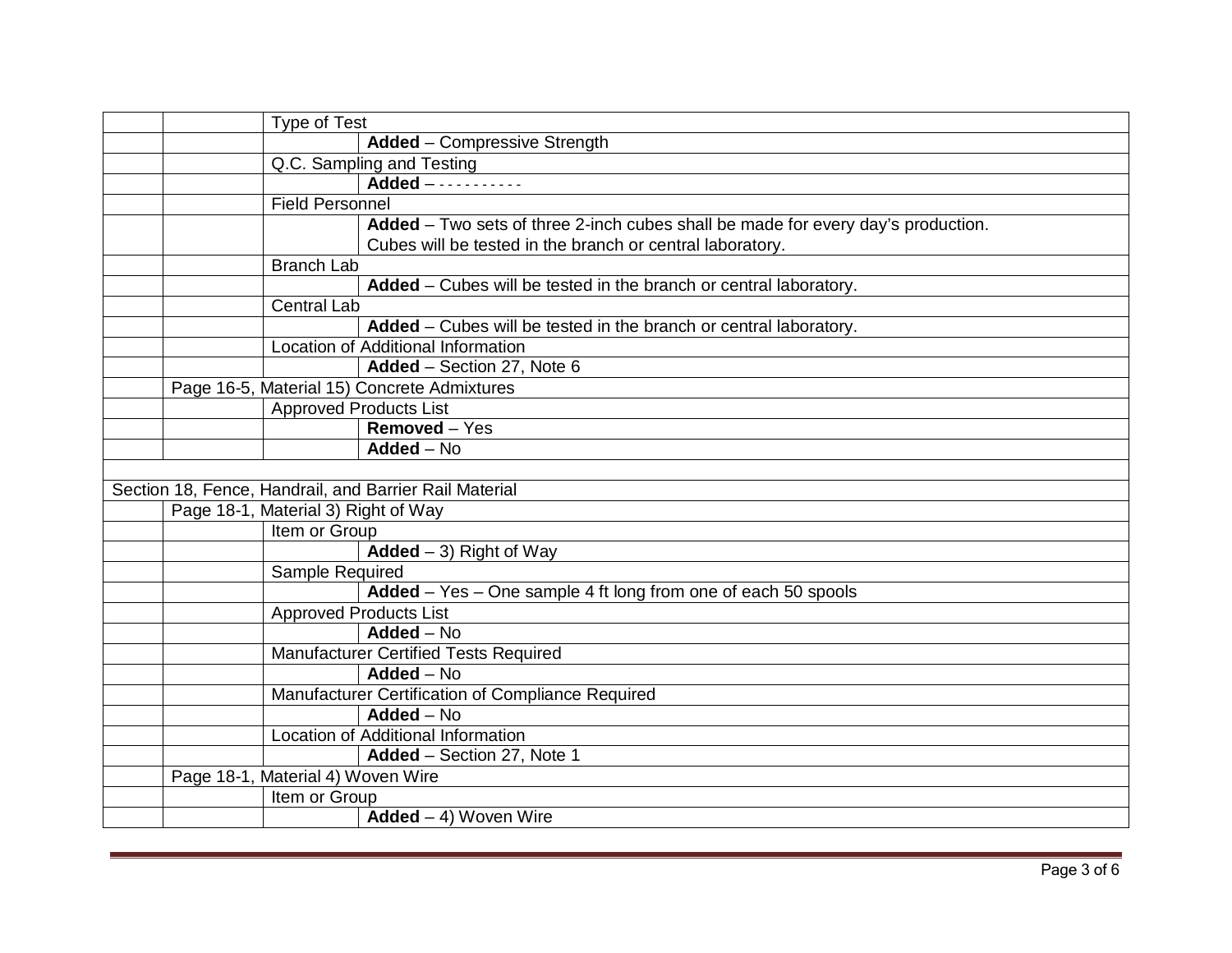| | | | |
|---|---|---|---|
| | | Type of Test | |
| | | | **Added** – Compressive Strength |
| | | Q.C. Sampling and Testing | |
| | | | **Added** – - - - - - - - - - - |
| | | Field Personnel | |
| | | | **Added** – Two sets of three 2-inch cubes shall be made for every day's production. Cubes will be tested in the branch or central laboratory. |
| | | Branch Lab | |
| | | | **Added** – Cubes will be tested in the branch or central laboratory. |
| | | Central Lab | |
| | | | **Added** – Cubes will be tested in the branch or central laboratory. |
| | | Location of Additional Information | |
| | | | **Added** – Section 27, Note 6 |
| | Page 16-5, Material 15) Concrete Admixtures | | |
| | | Approved Products List | |
| | | | **Removed** – Yes |
| | | | **Added** – No |
| | | | |
| Section 18, Fence, Handrail, and Barrier Rail Material | | | |
| | Page 18-1, Material 3) Right of Way | | |
| | | Item or Group | |
| | | | **Added** – 3) Right of Way |
| | | Sample Required | |
| | | | **Added** – Yes – One sample 4 ft long from one of each 50 spools |
| | | Approved Products List | |
| | | | **Added** – No |
| | | Manufacturer Certified Tests Required | |
| | | | **Added** – No |
| | | Manufacturer Certification of Compliance Required | |
| | | | **Added** – No |
| | | Location of Additional Information | |
| | | | **Added** – Section 27, Note 1 |
| | Page 18-1, Material 4) Woven Wire | | |
| | | Item or Group | |
| | | | **Added** – 4) Woven Wire |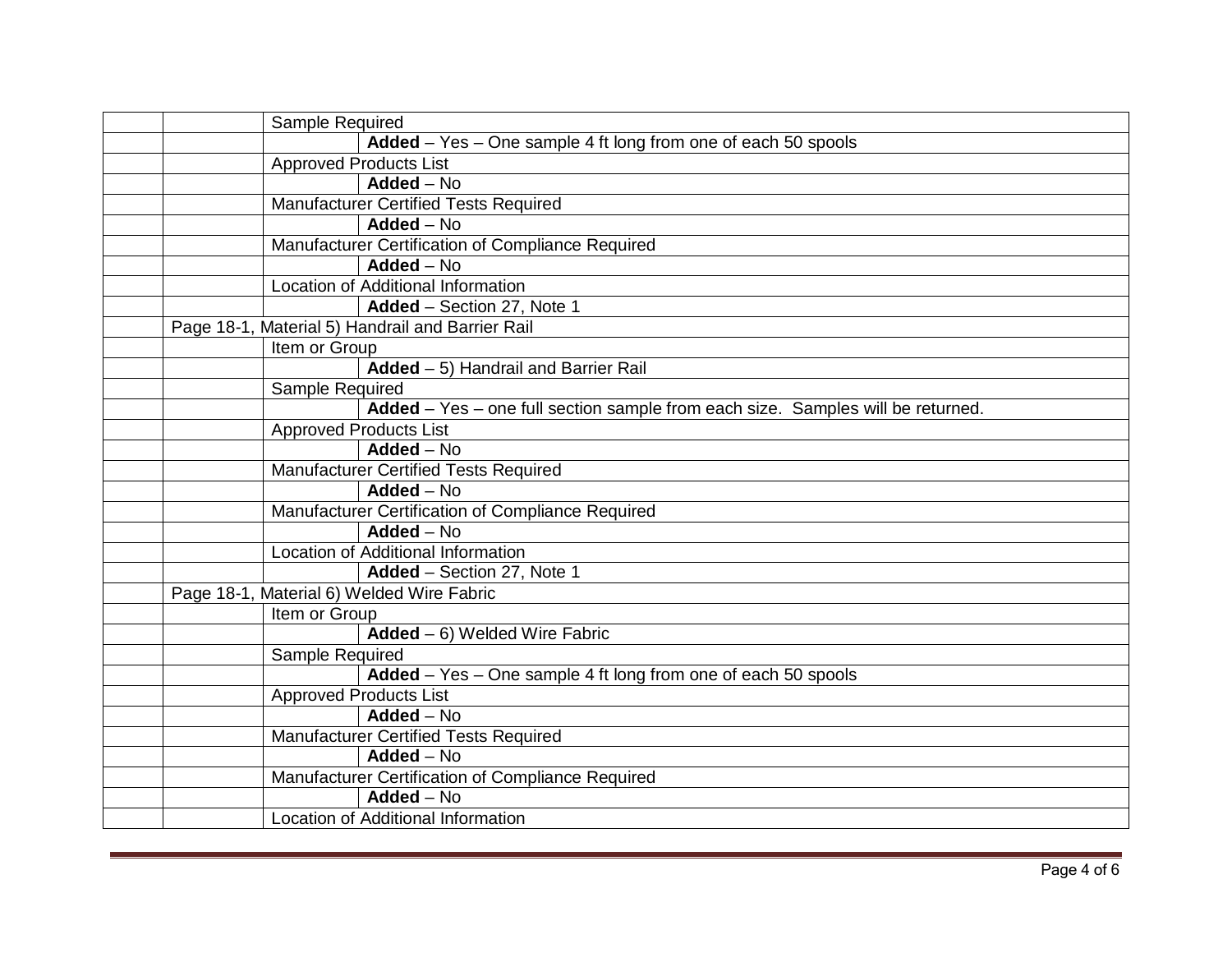| | | | |
|---|---|---|---|
| | | Sample Required | |
| | | | **Added** – Yes – One sample 4 ft long from one of each 50 spools |
| | | Approved Products List | |
| | | | **Added** – No |
| | | Manufacturer Certified Tests Required | |
| | | | **Added** – No |
| | | Manufacturer Certification of Compliance Required | |
| | | | **Added** – No |
| | | Location of Additional Information | |
| | | | **Added** – Section 27, Note 1 |
| | Page 18-1, Material 5) Handrail and Barrier Rail | | |
| | | Item or Group | |
| | | | **Added** – 5) Handrail and Barrier Rail |
| | | Sample Required | |
| | | | **Added** – Yes – one full section sample from each size. Samples will be returned. |
| | | Approved Products List | |
| | | | **Added** – No |
| | | Manufacturer Certified Tests Required | |
| | | | **Added** – No |
| | | Manufacturer Certification of Compliance Required | |
| | | | **Added** – No |
| | | Location of Additional Information | |
| | | | **Added** – Section 27, Note 1 |
| | Page 18-1, Material 6) Welded Wire Fabric | | |
| | | Item or Group | |
| | | | **Added** – 6) Welded Wire Fabric |
| | | Sample Required | |
| | | | **Added** – Yes – One sample 4 ft long from one of each 50 spools |
| | | Approved Products List | |
| | | | **Added** – No |
| | | Manufacturer Certified Tests Required | |
| | | | **Added** – No |
| | | Manufacturer Certification of Compliance Required | |
| | | | **Added** – No |
| | | Location of Additional Information | |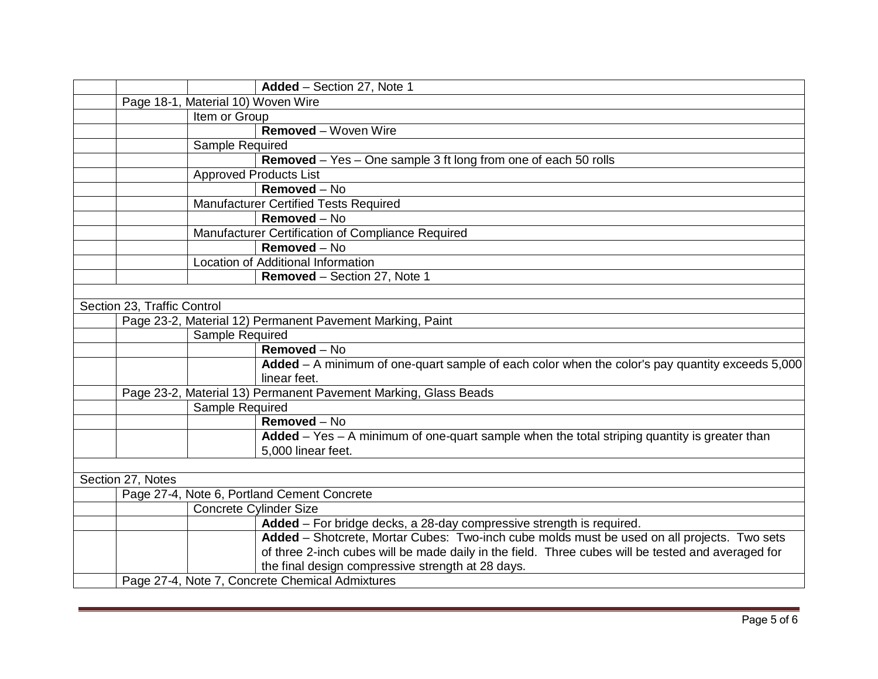| | | | |
|---|---|---|---|
| | | | **Added** – Section 27, Note 1 |
| | Page 18-1, Material 10) Woven Wire | | |
| | | Item or Group | |
| | | | **Removed** – Woven Wire |
| | | Sample Required | |
| | | | **Removed** – Yes – One sample 3 ft long from one of each 50 rolls |
| | | Approved Products List | |
| | | | **Removed** – No |
| | | Manufacturer Certified Tests Required | |
| | | | **Removed** – No |
| | | Manufacturer Certification of Compliance Required | |
| | | | **Removed** – No |
| | | Location of Additional Information | |
| | | | **Removed** – Section 27, Note 1 |
| | | | |
| Section 23, Traffic Control | | | |
| | Page 23-2, Material 12) Permanent Pavement Marking, Paint | | |
| | | Sample Required | |
| | | | **Removed** – No |
| | | | **Added** – A minimum of one-quart sample of each color when the color's pay quantity exceeds 5,000 linear feet. |
| | Page 23-2, Material 13) Permanent Pavement Marking, Glass Beads | | |
| | | Sample Required | |
| | | | **Removed** – No |
| | | | **Added** – Yes – A minimum of one-quart sample when the total striping quantity is greater than 5,000 linear feet. |
| | | | |
| Section 27, Notes | | | |
| | Page 27-4, Note 6, Portland Cement Concrete | | |
| | | Concrete Cylinder Size | |
| | | | **Added** – For bridge decks, a 28-day compressive strength is required. |
| | | | **Added** – Shotcrete, Mortar Cubes: Two-inch cube molds must be used on all projects. Two sets of three 2-inch cubes will be made daily in the field. Three cubes will be tested and averaged for the final design compressive strength at 28 days. |
| | Page 27-4, Note 7, Concrete Chemical Admixtures | | |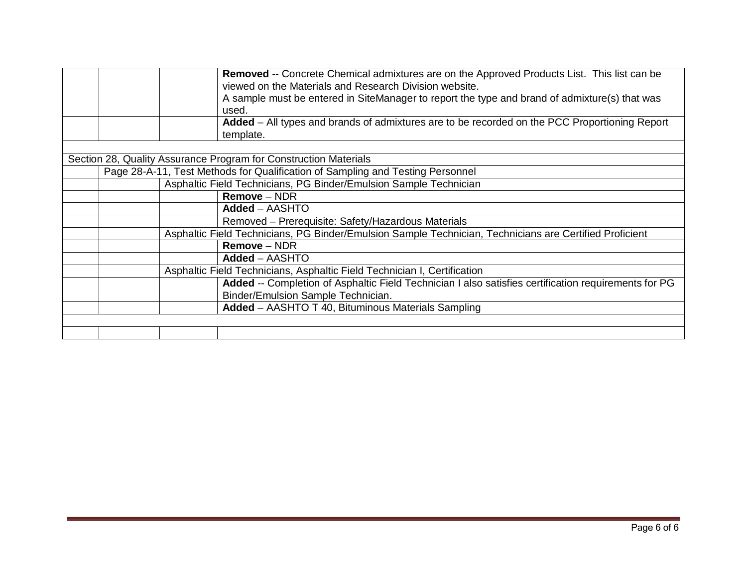| | | | |
|---|---|---|---|
| | | | **Removed** -- Concrete Chemical admixtures are on the Approved Products List. This list can be viewed on the Materials and Research Division website.<br>A sample must be entered in SiteManager to report the type and brand of admixture(s) that was used. |
| | | | **Added** – All types and brands of admixtures are to be recorded on the PCC Proportioning Report template. |
| | | | |
| Section 28, Quality Assurance Program for Construction Materials | | | |
| | Page 28-A-11, Test Methods for Qualification of Sampling and Testing Personnel | | |
| | | Asphaltic Field Technicians, PG Binder/Emulsion Sample Technician | |
| | | | **Remove** – NDR |
| | | | **Added** – AASHTO |
| | | | Removed – Prerequisite: Safety/Hazardous Materials |
| | | Asphaltic Field Technicians, PG Binder/Emulsion Sample Technician, Technicians are Certified Proficient | |
| | | | **Remove** – NDR |
| | | | **Added** – AASHTO |
| | | Asphaltic Field Technicians, Asphaltic Field Technician I, Certification | |
| | | | **Added** -- Completion of Asphaltic Field Technician I also satisfies certification requirements for PG Binder/Emulsion Sample Technician. |
| | | | **Added** – AASHTO T 40, Bituminous Materials Sampling |
| | | | |
| | | | |